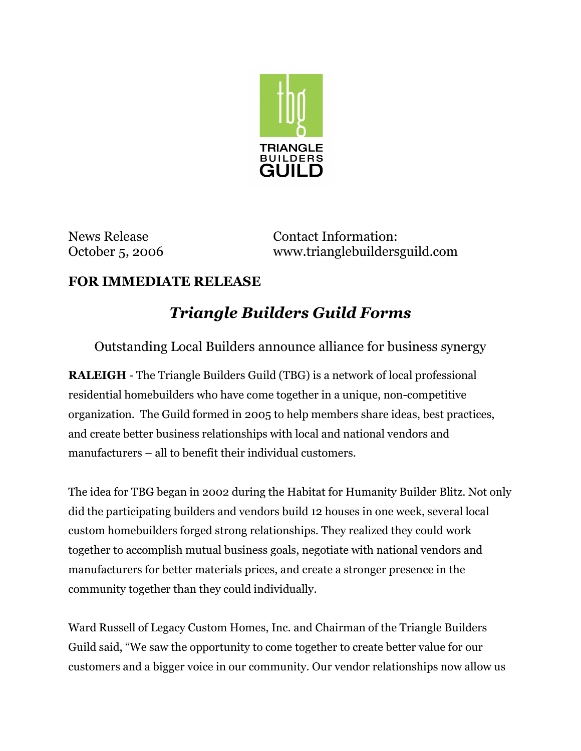TRIANGLE BUILDERS GUILD

News Release
October 5, 2006

Contact Information:
www.trianglebuildersguild.com

**FOR IMMEDIATE RELEASE**

# *Triangle Builders Guild Forms*

Outstanding Local Builders announce alliance for business synergy

**RALEIGH** - The Triangle Builders Guild (TBG) is a network of local professional residential homebuilders who have come together in a unique, non-competitive organization. The Guild formed in 2005 to help members share ideas, best practices, and create better business relationships with local and national vendors and manufacturers – all to benefit their individual customers.

The idea for TBG began in 2002 during the Habitat for Humanity Builder Blitz. Not only did the participating builders and vendors build 12 houses in one week, several local custom homebuilders forged strong relationships. They realized they could work together to accomplish mutual business goals, negotiate with national vendors and manufacturers for better materials prices, and create a stronger presence in the community together than they could individually.

Ward Russell of Legacy Custom Homes, Inc. and Chairman of the Triangle Builders Guild said, "We saw the opportunity to come together to create better value for our customers and a bigger voice in our community. Our vendor relationships now allow us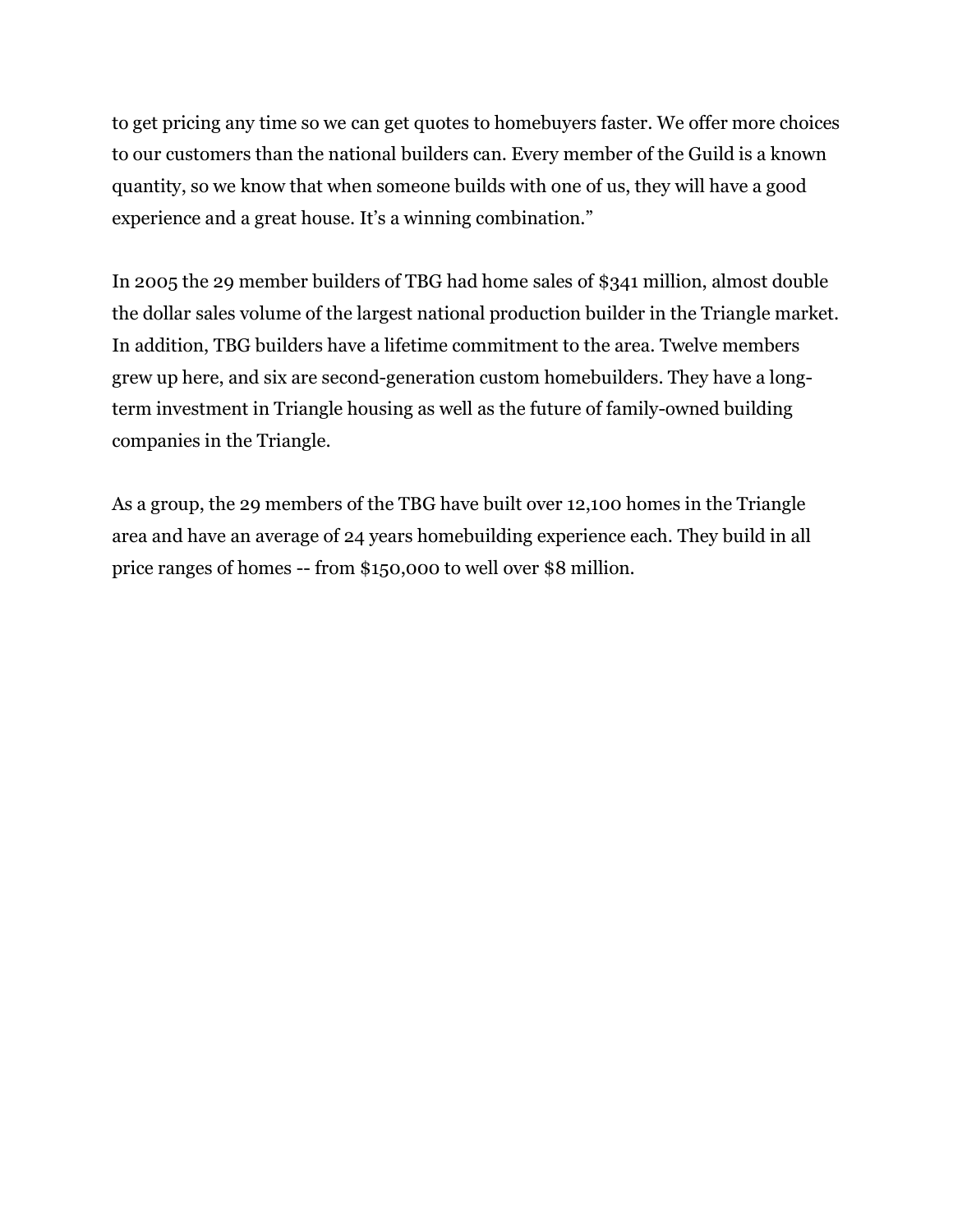to get pricing any time so we can get quotes to homebuyers faster. We offer more choices to our customers than the national builders can. Every member of the Guild is a known quantity, so we know that when someone builds with one of us, they will have a good experience and a great house. It's a winning combination."

In 2005 the 29 member builders of TBG had home sales of $341 million, almost double the dollar sales volume of the largest national production builder in the Triangle market. In addition, TBG builders have a lifetime commitment to the area. Twelve members grew up here, and six are second-generation custom homebuilders. They have a long-term investment in Triangle housing as well as the future of family-owned building companies in the Triangle.

As a group, the 29 members of the TBG have built over 12,100 homes in the Triangle area and have an average of 24 years homebuilding experience each. They build in all price ranges of homes -- from $150,000 to well over $8 million.